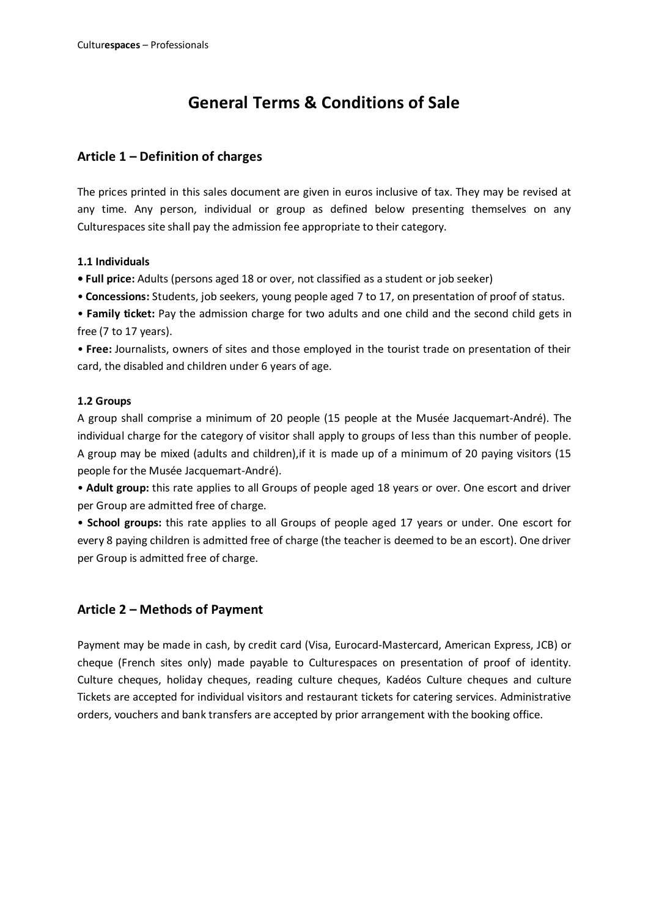# General Terms & Conditions of Sale

## Article 1 – Definition of charges

The prices printed in this sales document are given in euros inclusive of tax. They may be revised at any time. Any person, individual or group as defined below presenting themselves on any Culturespaces site shall pay the admission fee appropriate to their category.

### 1.1 Individuals

- **Full price:** Adults (persons aged 18 or over, not classified as a student or job seeker)
- **Concessions:** Students, job seekers, young people aged 7 to 17, on presentation of proof of status.
- **Family ticket:** Pay the admission charge for two adults and one child and the second child gets in free (7 to 17 years).
- **Free:** Journalists, owners of sites and those employed in the tourist trade on presentation of their card, the disabled and children under 6 years of age.

### 1.2 Groups

A group shall comprise a minimum of 20 people (15 people at the Musée Jacquemart-André). The individual charge for the category of visitor shall apply to groups of less than this number of people. A group may be mixed (adults and children),if it is made up of a minimum of 20 paying visitors (15 people for the Musée Jacquemart-André).

- **Adult group:** this rate applies to all Groups of people aged 18 years or over. One escort and driver per Group are admitted free of charge.
- **School groups:** this rate applies to all Groups of people aged 17 years or under. One escort for every 8 paying children is admitted free of charge (the teacher is deemed to be an escort). One driver per Group is admitted free of charge.

## Article 2 – Methods of Payment

Payment may be made in cash, by credit card (Visa, Eurocard-Mastercard, American Express, JCB) or cheque (French sites only) made payable to Culturespaces on presentation of proof of identity. Culture cheques, holiday cheques, reading culture cheques, Kadéos Culture cheques and culture Tickets are accepted for individual visitors and restaurant tickets for catering services. Administrative orders, vouchers and bank transfers are accepted by prior arrangement with the booking office.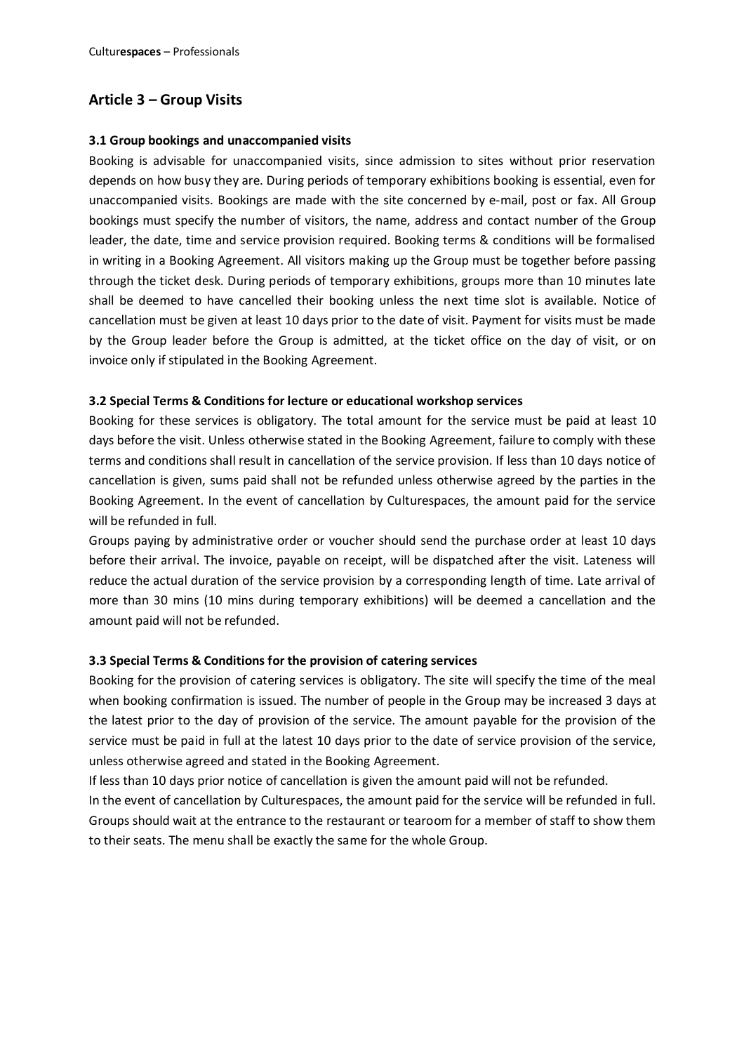## Article 3 – Group Visits

### 3.1 Group bookings and unaccompanied visits

Booking is advisable for unaccompanied visits, since admission to sites without prior reservation depends on how busy they are. During periods of temporary exhibitions booking is essential, even for unaccompanied visits. Bookings are made with the site concerned by e-mail, post or fax. All Group bookings must specify the number of visitors, the name, address and contact number of the Group leader, the date, time and service provision required. Booking terms & conditions will be formalised in writing in a Booking Agreement. All visitors making up the Group must be together before passing through the ticket desk. During periods of temporary exhibitions, groups more than 10 minutes late shall be deemed to have cancelled their booking unless the next time slot is available. Notice of cancellation must be given at least 10 days prior to the date of visit. Payment for visits must be made by the Group leader before the Group is admitted, at the ticket office on the day of visit, or on invoice only if stipulated in the Booking Agreement.

### 3.2 Special Terms & Conditions for lecture or educational workshop services

Booking for these services is obligatory. The total amount for the service must be paid at least 10 days before the visit. Unless otherwise stated in the Booking Agreement, failure to comply with these terms and conditions shall result in cancellation of the service provision. If less than 10 days notice of cancellation is given, sums paid shall not be refunded unless otherwise agreed by the parties in the Booking Agreement. In the event of cancellation by Culturespaces, the amount paid for the service will be refunded in full.

Groups paying by administrative order or voucher should send the purchase order at least 10 days before their arrival. The invoice, payable on receipt, will be dispatched after the visit. Lateness will reduce the actual duration of the service provision by a corresponding length of time. Late arrival of more than 30 mins (10 mins during temporary exhibitions) will be deemed a cancellation and the amount paid will not be refunded.

### 3.3 Special Terms & Conditions for the provision of catering services

Booking for the provision of catering services is obligatory. The site will specify the time of the meal when booking confirmation is issued. The number of people in the Group may be increased 3 days at the latest prior to the day of provision of the service. The amount payable for the provision of the service must be paid in full at the latest 10 days prior to the date of service provision of the service, unless otherwise agreed and stated in the Booking Agreement.

If less than 10 days prior notice of cancellation is given the amount paid will not be refunded.

In the event of cancellation by Culturespaces, the amount paid for the service will be refunded in full.

Groups should wait at the entrance to the restaurant or tearoom for a member of staff to show them to their seats. The menu shall be exactly the same for the whole Group.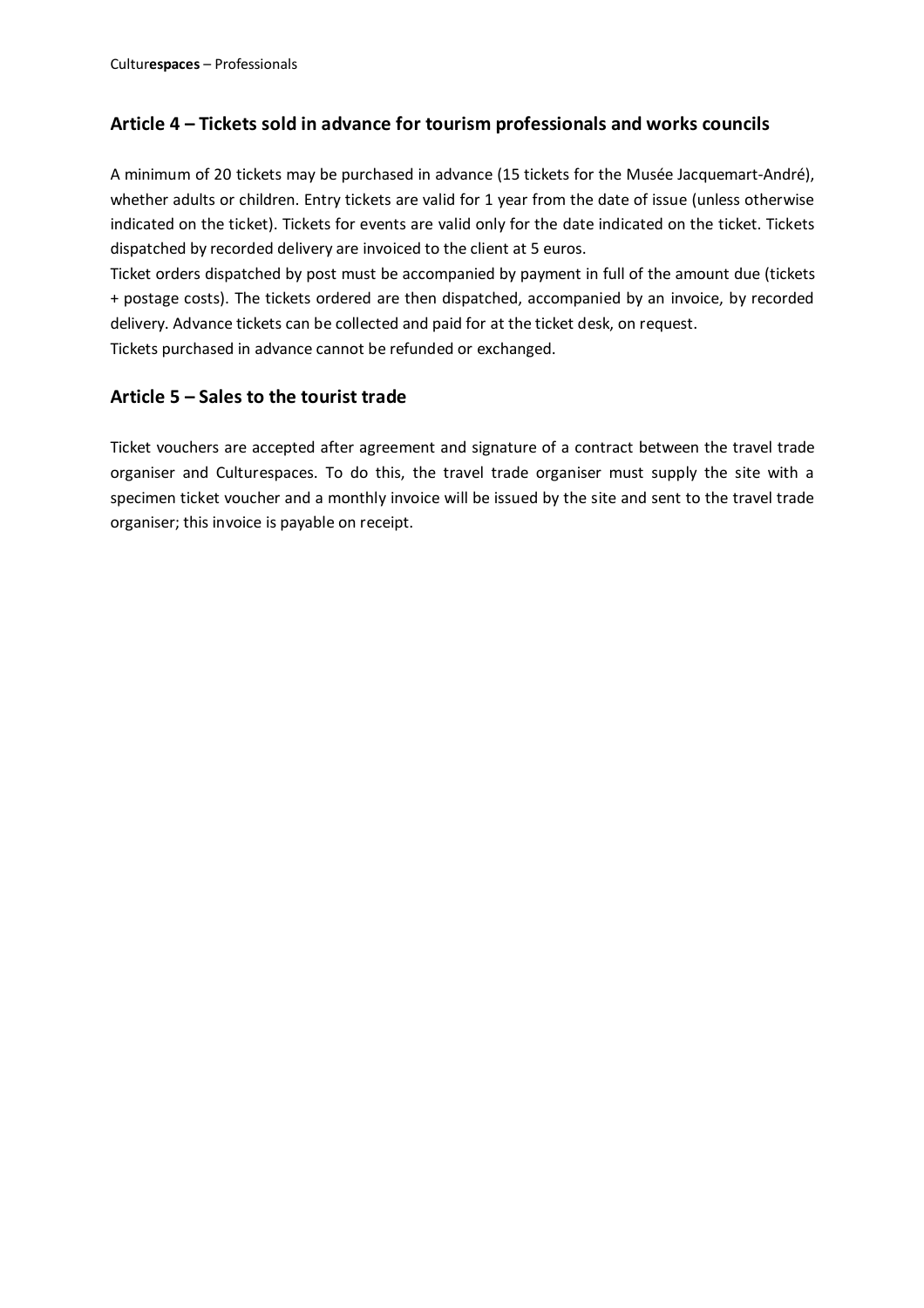## Article 4 – Tickets sold in advance for tourism professionals and works councils

A minimum of 20 tickets may be purchased in advance (15 tickets for the Musée Jacquemart-André), whether adults or children. Entry tickets are valid for 1 year from the date of issue (unless otherwise indicated on the ticket). Tickets for events are valid only for the date indicated on the ticket. Tickets dispatched by recorded delivery are invoiced to the client at 5 euros.

Ticket orders dispatched by post must be accompanied by payment in full of the amount due (tickets + postage costs). The tickets ordered are then dispatched, accompanied by an invoice, by recorded delivery. Advance tickets can be collected and paid for at the ticket desk, on request.

Tickets purchased in advance cannot be refunded or exchanged.

## Article 5 – Sales to the tourist trade

Ticket vouchers are accepted after agreement and signature of a contract between the travel trade organiser and Culturespaces. To do this, the travel trade organiser must supply the site with a specimen ticket voucher and a monthly invoice will be issued by the site and sent to the travel trade organiser; this invoice is payable on receipt.